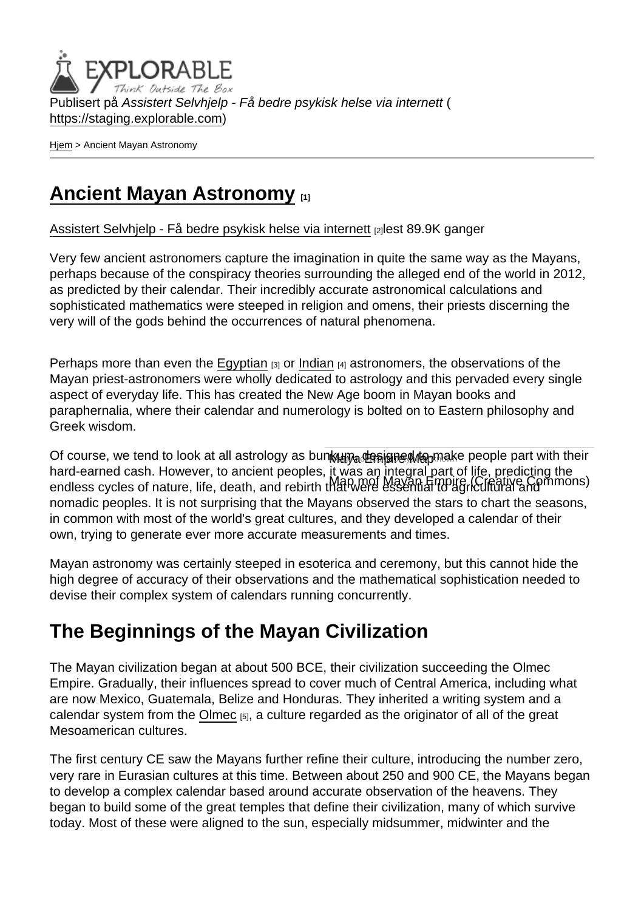Publisert på *Assistert Selvhjelp - Få bedre psykisk helse via internett* (https://staging.explorable.com)

Hjem > Ancient Mayan Astronomy

# Ancient Mayan Astronomy [1]

Assistert Selvhjelp - Få bedre psykisk helse via internett [2]lest 89.9K ganger

Very few ancient astronomers capture the imagination in quite the same way as the Mayans, perhaps because of the conspiracy theories surrounding the alleged end of the world in 2012, as predicted by their calendar. Their incredibly accurate astronomical calculations and sophisticated mathematics were steeped in religion and omens, their priests discerning the very will of the gods behind the occurrences of natural phenomena.

Perhaps more than even the Egyptian [3] or Indian [4] astronomers, the observations of the Mayan priest-astronomers were wholly dedicated to astrology and this pervaded every single aspect of everyday life. This has created the New Age boom in Mayan books and paraphernalia, where their calendar and numerology is bolted on to Eastern philosophy and Greek wisdom.

Maya Empire Map

Map mof Mayan Empire (Creative Commons)

Of course, we tend to look at all astrology as bunkum, designed to make people part with their hard-earned cash. However, to ancient peoples, it was an integral part of life, predicting the endless cycles of nature, life, death, and rebirth that were essential to agricultural and nomadic peoples. It is not surprising that the Mayans observed the stars to chart the seasons, in common with most of the world's great cultures, and they developed a calendar of their own, trying to generate ever more accurate measurements and times.

Mayan astronomy was certainly steeped in esoterica and ceremony, but this cannot hide the high degree of accuracy of their observations and the mathematical sophistication needed to devise their complex system of calendars running concurrently.

## The Beginnings of the Mayan Civilization

The Mayan civilization began at about 500 BCE, their civilization succeeding the Olmec Empire. Gradually, their influences spread to cover much of Central America, including what are now Mexico, Guatemala, Belize and Honduras. They inherited a writing system and a calendar system from the Olmec [5], a culture regarded as the originator of all of the great Mesoamerican cultures.

The first century CE saw the Mayans further refine their culture, introducing the number zero, very rare in Eurasian cultures at this time. Between about 250 and 900 CE, the Mayans began to develop a complex calendar based around accurate observation of the heavens. They began to build some of the great temples that define their civilization, many of which survive today. Most of these were aligned to the sun, especially midsummer, midwinter and the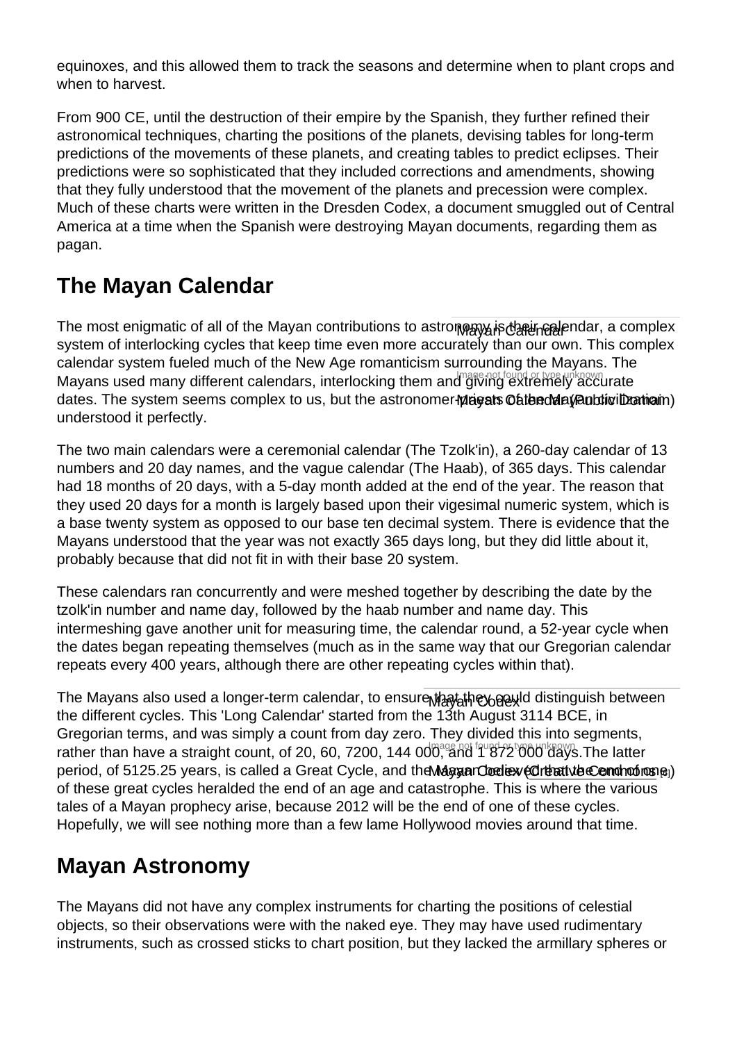equinoxes, and this allowed them to track the seasons and determine when to plant crops and when to harvest.

From 900 CE, until the destruction of their empire by the Spanish, they further refined their astronomical techniques, charting the positions of the planets, devising tables for long-term predictions of the movements of these planets, and creating tables to predict eclipses. Their predictions were so sophisticated that they included corrections and amendments, showing that they fully understood that the movement of the planets and precession were complex. Much of these charts were written in the Dresden Codex, a document smuggled out of Central America at a time when the Spanish were destroying Mayan documents, regarding them as pagan.

## The Mayan Calendar

Mayan Calendar

Image not found or type unknown

Mayan Calendar (Public Domain)

The most enigmatic of all of the Mayan contributions to astronomy is their calendar, a complex system of interlocking cycles that keep time even more accurately than our own. This complex calendar system fueled much of the New Age romanticism surrounding the Mayans. The Mayans used many different calendars, interlocking them and giving extremely accurate dates. The system seems complex to us, but the astronomer-priests of the Mayan civilization understood it perfectly.

The two main calendars were a ceremonial calendar (The Tzolk'in), a 260-day calendar of 13 numbers and 20 day names, and the vague calendar (The Haab), of 365 days. This calendar had 18 months of 20 days, with a 5-day month added at the end of the year. The reason that they used 20 days for a month is largely based upon their vigesimal numeric system, which is a base twenty system as opposed to our base ten decimal system. There is evidence that the Mayans understood that the year was not exactly 365 days long, but they did little about it, probably because that did not fit in with their base 20 system.

These calendars ran concurrently and were meshed together by describing the date by the tzolk'in number and name day, followed by the haab number and name day. This intermeshing gave another unit for measuring time, the calendar round, a 52-year cycle when the dates began repeating themselves (much as in the same way that our Gregorian calendar repeats every 400 years, although there are other repeating cycles within that).

Mayan Codex

Image not found or type unknown

Mayan Codex (Creative Commons)

The Mayans also used a longer-term calendar, to ensure that they could distinguish between the different cycles. This 'Long Calendar' started from the 13th August 3114 BCE, in Gregorian terms, and was simply a count from day zero. They divided this into segments, rather than have a straight count, of 20, 60, 7200, 144 000, and 1 872 000 days.The latter period, of 5125.25 years, is called a Great Cycle, and the Mayan believed that the end of one of these great cycles heralded the end of an age and catastrophe. This is where the various tales of a Mayan prophecy arise, because 2012 will be the end of one of these cycles. Hopefully, we will see nothing more than a few lame Hollywood movies around that time.

## Mayan Astronomy

The Mayans did not have any complex instruments for charting the positions of celestial objects, so their observations were with the naked eye. They may have used rudimentary instruments, such as crossed sticks to chart position, but they lacked the armillary spheres or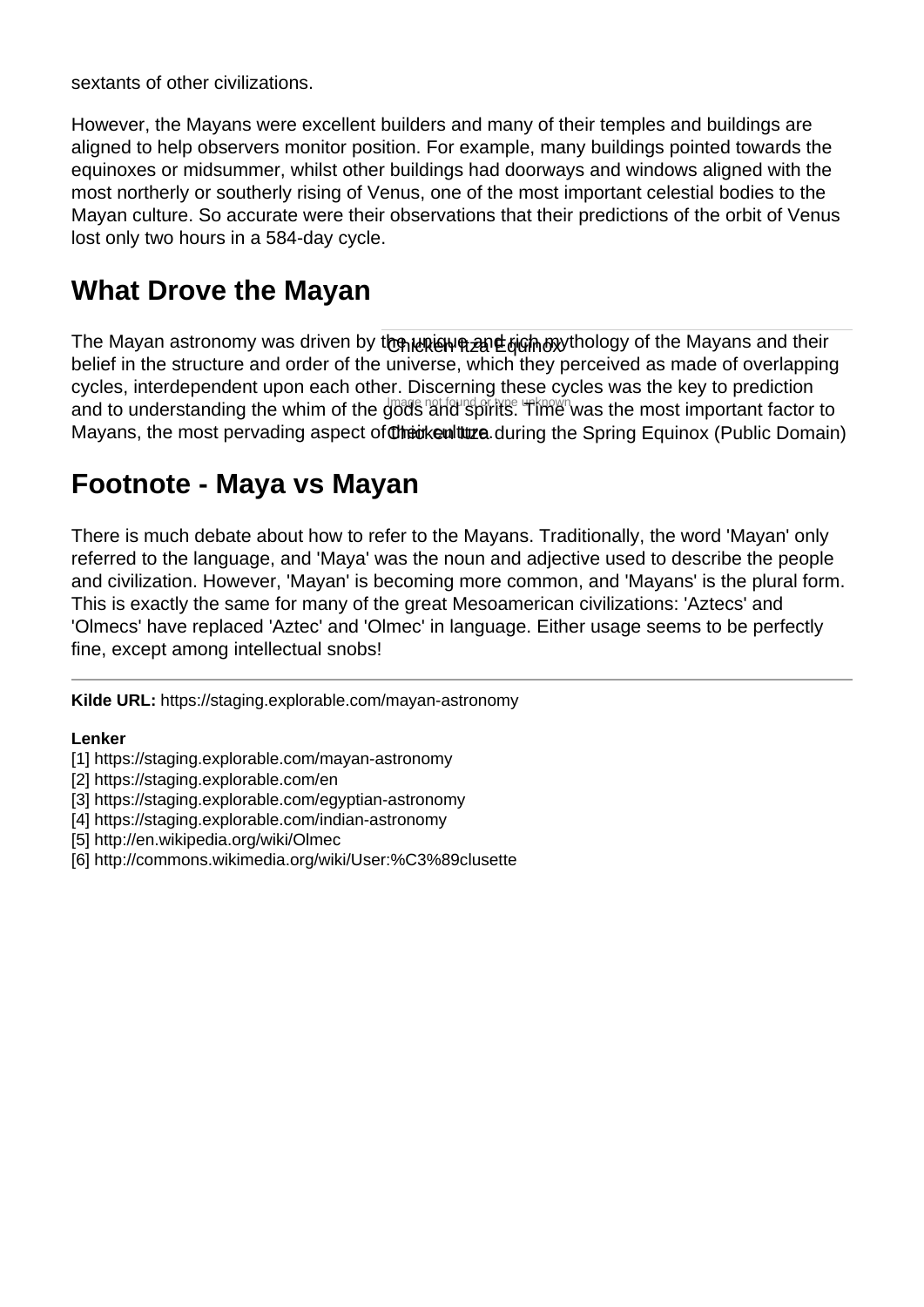sextants of other civilizations.

However, the Mayans were excellent builders and many of their temples and buildings are aligned to help observers monitor position. For example, many buildings pointed towards the equinoxes or midsummer, whilst other buildings had doorways and windows aligned with the most northerly or southerly rising of Venus, one of the most important celestial bodies to the Mayan culture. So accurate were their observations that their predictions of the orbit of Venus lost only two hours in a 584-day cycle.

## What Drove the Mayan

The Mayan astronomy was driven by the unique and rich mythology of the Mayans and their belief in the structure and order of the universe, which they perceived as made of overlapping cycles, interdependent upon each other. Discerning these cycles was the key to prediction and to understanding the whim of the gods and spirits. Time was the most important factor to Mayans, the most pervading aspect of their culture.

Chicken Itza Equinox

Image not found or type unknown

Chicken Itza during the Spring Equinox (Public Domain)

## Footnote - Maya vs Mayan

There is much debate about how to refer to the Mayans. Traditionally, the word 'Mayan' only referred to the language, and 'Maya' was the noun and adjective used to describe the people and civilization. However, 'Mayan' is becoming more common, and 'Mayans' is the plural form. This is exactly the same for many of the great Mesoamerican civilizations: 'Aztecs' and 'Olmecs' have replaced 'Aztec' and 'Olmec' in language. Either usage seems to be perfectly fine, except among intellectual snobs!

---

**Kilde URL:** https://staging.explorable.com/mayan-astronomy

**Lenker**

[1] https://staging.explorable.com/mayan-astronomy
[2] https://staging.explorable.com/en
[3] https://staging.explorable.com/egyptian-astronomy
[4] https://staging.explorable.com/indian-astronomy
[5] http://en.wikipedia.org/wiki/Olmec
[6] http://commons.wikimedia.org/wiki/User:%C3%89clusette